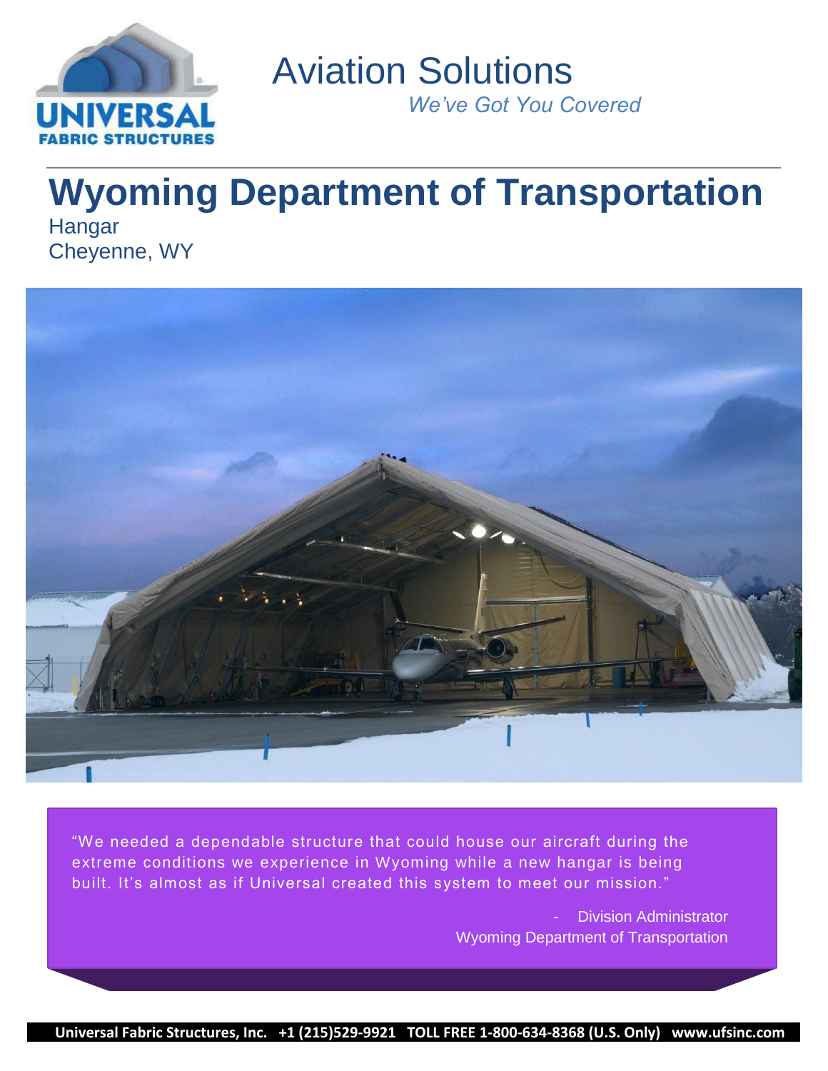Aviation Solutions

*We've Got You Covered*

# Wyoming Department of Transportation

Hangar
Cheyenne, WY

"We needed a dependable structure that could house our aircraft during the extreme conditions we experience in Wyoming while a new hangar is being built. It's almost as if Universal created this system to meet our mission."

\- Division Administrator
Wyoming Department of Transportation

**Universal Fabric Structures, Inc. +1 (215)529-9921 TOLL FREE 1-800-634-8368 (U.S. Only) www.ufsinc.com**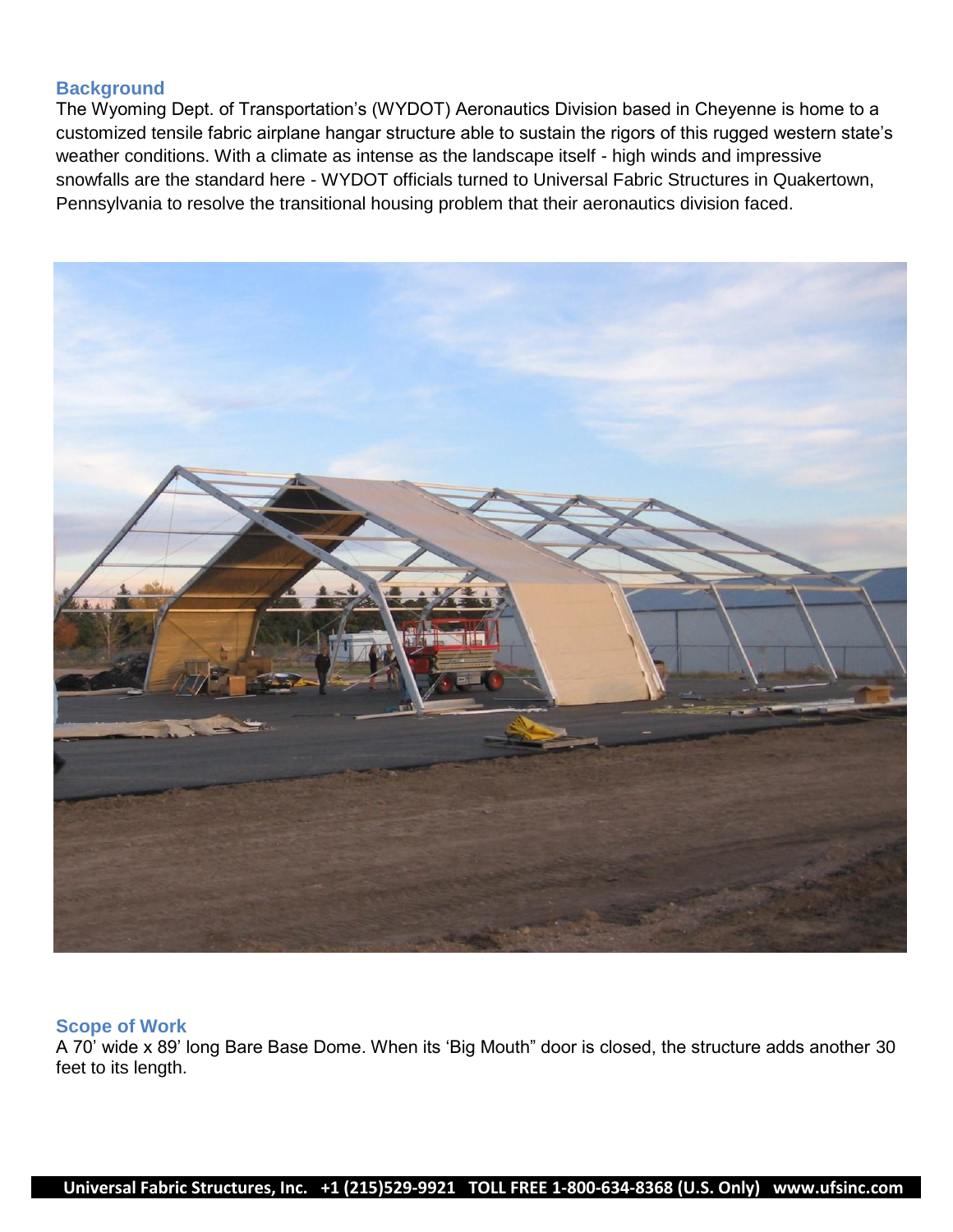## Background

The Wyoming Dept. of Transportation's (WYDOT) Aeronautics Division based in Cheyenne is home to a customized tensile fabric airplane hangar structure able to sustain the rigors of this rugged western state's weather conditions. With a climate as intense as the landscape itself - high winds and impressive snowfalls are the standard here - WYDOT officials turned to Universal Fabric Structures in Quakertown, Pennsylvania to resolve the transitional housing problem that their aeronautics division faced.

## Scope of Work

A 70' wide x 89' long Bare Base Dome. When its 'Big Mouth" door is closed, the structure adds another 30 feet to its length.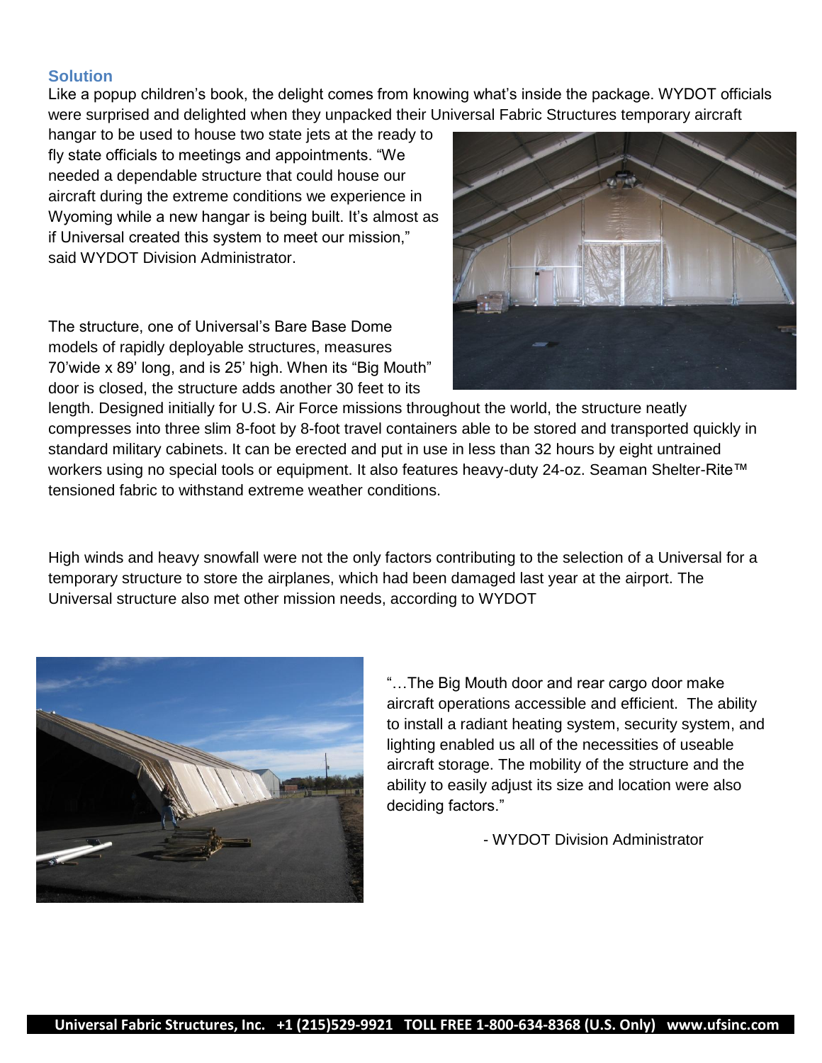## Solution

Like a popup children's book, the delight comes from knowing what's inside the package. WYDOT officials were surprised and delighted when they unpacked their Universal Fabric Structures temporary aircraft hangar to be used to house two state jets at the ready to fly state officials to meetings and appointments. "We needed a dependable structure that could house our aircraft during the extreme conditions we experience in Wyoming while a new hangar is being built. It's almost as if Universal created this system to meet our mission," said WYDOT Division Administrator.

The structure, one of Universal's Bare Base Dome models of rapidly deployable structures, measures 70'wide x 89' long, and is 25' high. When its "Big Mouth" door is closed, the structure adds another 30 feet to its length. Designed initially for U.S. Air Force missions throughout the world, the structure neatly compresses into three slim 8-foot by 8-foot travel containers able to be stored and transported quickly in standard military cabinets. It can be erected and put in use in less than 32 hours by eight untrained workers using no special tools or equipment. It also features heavy-duty 24-oz. Seaman Shelter-Rite™ tensioned fabric to withstand extreme weather conditions.

High winds and heavy snowfall were not the only factors contributing to the selection of a Universal for a temporary structure to store the airplanes, which had been damaged last year at the airport. The Universal structure also met other mission needs, according to WYDOT

"…The Big Mouth door and rear cargo door make aircraft operations accessible and efficient. The ability to install a radiant heating system, security system, and lighting enabled us all of the necessities of useable aircraft storage. The mobility of the structure and the ability to easily adjust its size and location were also deciding factors."

- WYDOT Division Administrator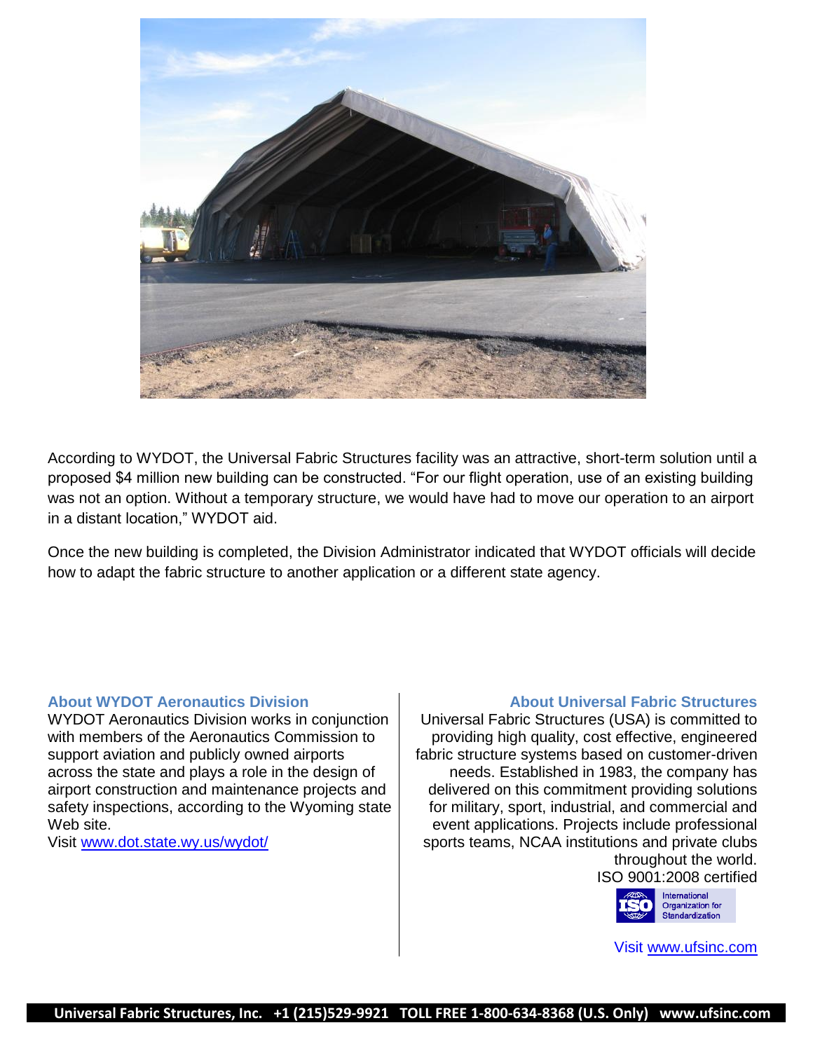According to WYDOT, the Universal Fabric Structures facility was an attractive, short-term solution until a proposed $4 million new building can be constructed. "For our flight operation, use of an existing building was not an option. Without a temporary structure, we would have had to move our operation to an airport in a distant location," WYDOT aid.

Once the new building is completed, the Division Administrator indicated that WYDOT officials will decide how to adapt the fabric structure to another application or a different state agency.

### About WYDOT Aeronautics Division

WYDOT Aeronautics Division works in conjunction with members of the Aeronautics Commission to support aviation and publicly owned airports across the state and plays a role in the design of airport construction and maintenance projects and safety inspections, according to the Wyoming state Web site.

Visit www.dot.state.wy.us/wydot/

### About Universal Fabric Structures

Universal Fabric Structures (USA) is committed to providing high quality, cost effective, engineered fabric structure systems based on customer-driven needs. Established in 1983, the company has delivered on this commitment providing solutions for military, sport, industrial, and commercial and event applications. Projects include professional sports teams, NCAA institutions and private clubs throughout the world.

ISO 9001:2008 certified

International Organization for Standardization

Visit www.ufsinc.com

**Universal Fabric Structures, Inc. +1 (215)529-9921 TOLL FREE 1-800-634-8368 (U.S. Only) www.ufsinc.com**